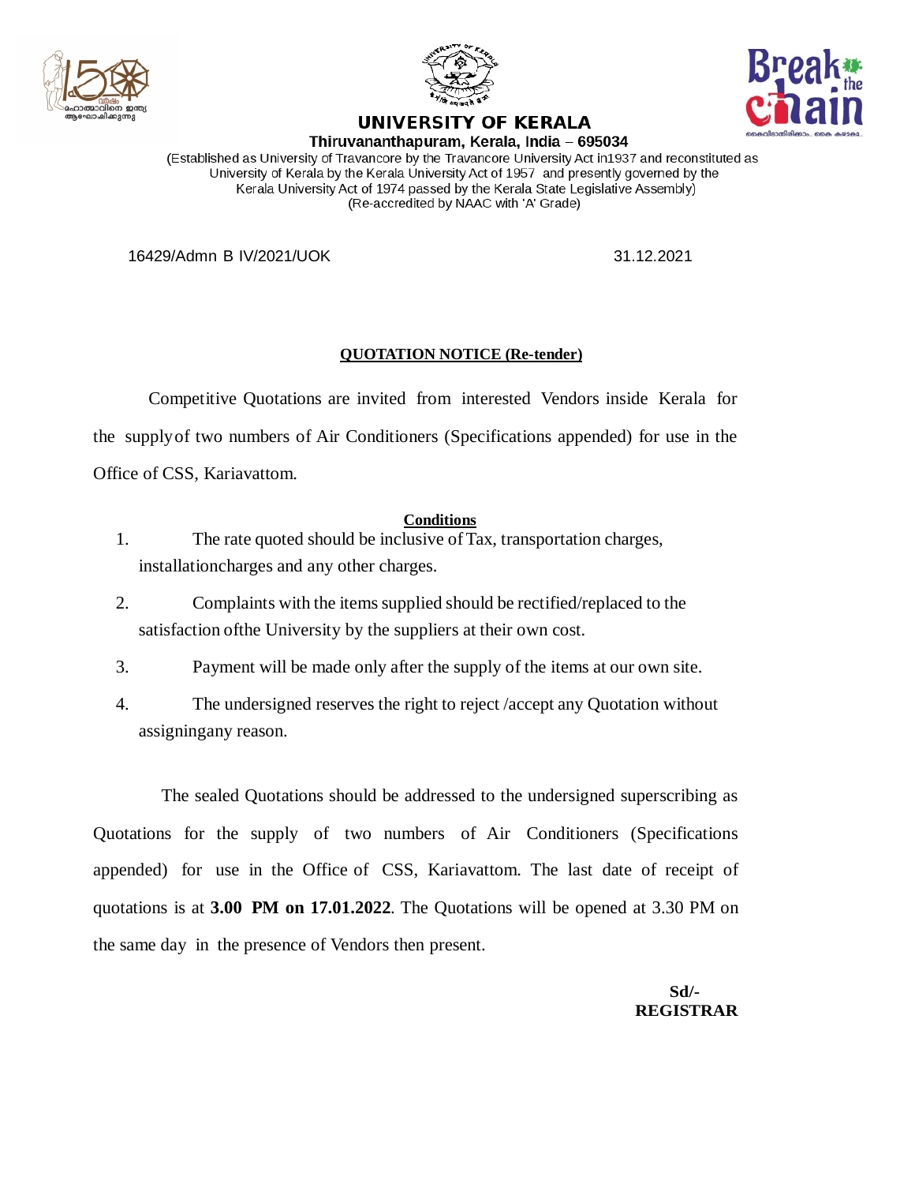# UNIVERSITY OF KERALA

**Thiruvananthapuram, Kerala, India – 695034**

(Established as University of Travancore by the Travancore University Act in1937 and reconstituted as University of Kerala by the Kerala University Act of 1957 and presently governed by the Kerala University Act of 1974 passed by the Kerala State Legislative Assembly)
(Re-accredited by NAAC with 'A' Grade)

16429/Admn B IV/2021/UOK 31.12.2021

## QUOTATION NOTICE (Re-tender)

Competitive Quotations are invited from interested Vendors inside Kerala for the supply of two numbers of Air Conditioners (Specifications appended) for use in the Office of CSS, Kariavattom.

### Conditions

1. The rate quoted should be inclusive of Tax, transportation charges, installationcharges and any other charges.
2. Complaints with the items supplied should be rectified/replaced to the satisfaction ofthe University by the suppliers at their own cost.
3. Payment will be made only after the supply of the items at our own site.
4. The undersigned reserves the right to reject /accept any Quotation without assigningany reason.

The sealed Quotations should be addressed to the undersigned superscribing as Quotations for the supply of two numbers of Air Conditioners (Specifications appended) for use in the Office of CSS, Kariavattom. The last date of receipt of quotations is at **3.00 PM on 17.01.2022**. The Quotations will be opened at 3.30 PM on the same day in the presence of Vendors then present.

**Sd/-**
**REGISTRAR**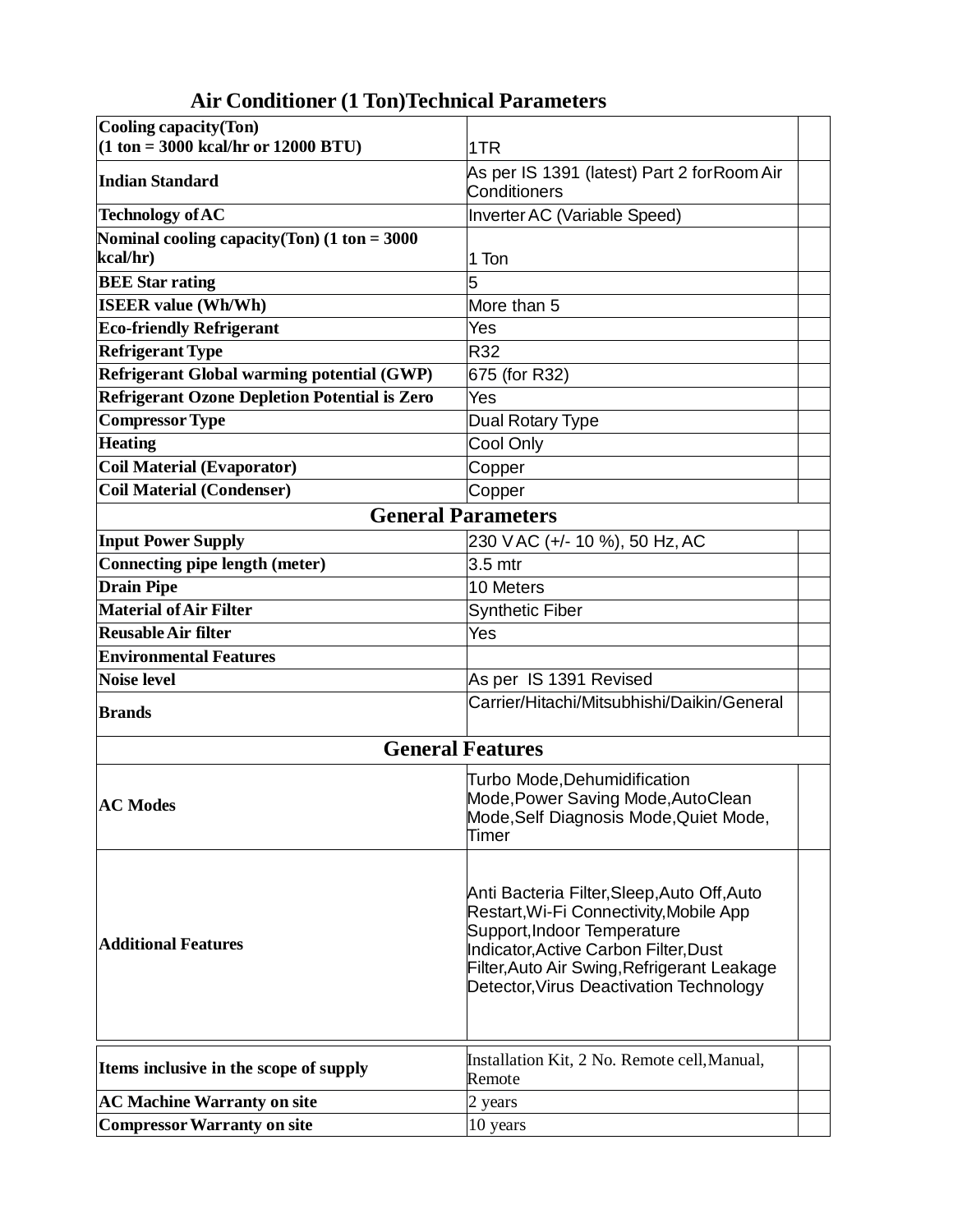## Air Conditioner (1 Ton)Technical Parameters

| | | |
|---|---|---|
| **Cooling capacity(Ton) (1 ton = 3000 kcal/hr or 12000 BTU)** | 1TR | |
| **Indian Standard** | As per IS 1391 (latest) Part 2 forRoom Air Conditioners | |
| **Technology of AC** | Inverter AC (Variable Speed) | |
| **Nominal cooling capacity(Ton) (1 ton = 3000 kcal/hr)** | 1 Ton | |
| **BEE Star rating** | 5 | |
| **ISEER value (Wh/Wh)** | More than 5 | |
| **Eco-friendly Refrigerant** | Yes | |
| **Refrigerant Type** | R32 | |
| **Refrigerant Global warming potential (GWP)** | 675 (for R32) | |
| **Refrigerant Ozone Depletion Potential is Zero** | Yes | |
| **Compressor Type** | Dual Rotary Type | |
| **Heating** | Cool Only | |
| **Coil Material (Evaporator)** | Copper | |
| **Coil Material (Condenser)** | Copper | |
| **General Parameters** | | |
| **Input Power Supply** | 230 V AC (+/- 10 %), 50 Hz, AC | |
| **Connecting pipe length (meter)** | 3.5 mtr | |
| **Drain Pipe** | 10 Meters | |
| **Material of Air Filter** | Synthetic Fiber | |
| **Reusable Air filter** | Yes | |
| **Environmental Features** | | |
| **Noise level** | As per IS 1391 Revised | |
| **Brands** | Carrier/Hitachi/Mitsubhishi/Daikin/General | |
| **General Features** | | |
| **AC Modes** | Turbo Mode,Dehumidification Mode,Power Saving Mode,AutoClean Mode,Self Diagnosis Mode,Quiet Mode, Timer | |
| **Additional Features** | Anti Bacteria Filter,Sleep,Auto Off,Auto Restart,Wi-Fi Connectivity,Mobile App Support,Indoor Temperature Indicator,Active Carbon Filter,Dust Filter,Auto Air Swing,Refrigerant Leakage Detector,Virus Deactivation Technology | |
| **Items inclusive in the scope of supply** | Installation Kit, 2 No. Remote cell,Manual, Remote | |
| **AC Machine Warranty on site** | 2 years | |
| **Compressor Warranty on site** | 10 years | |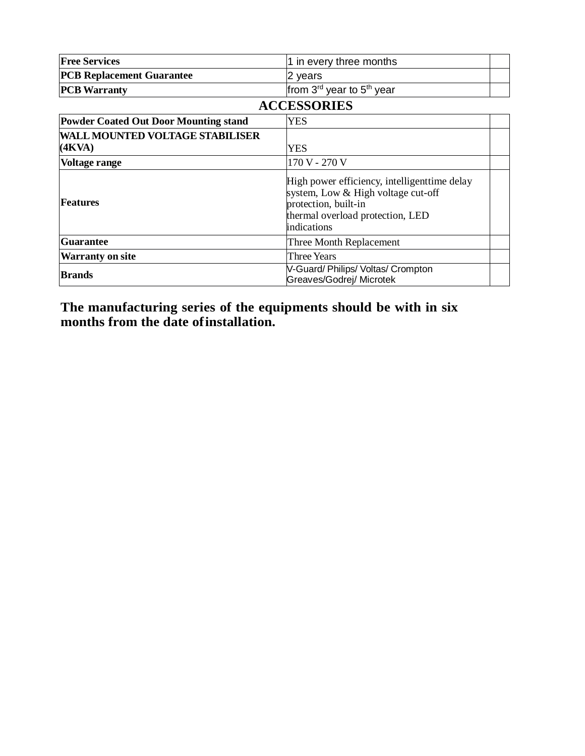| | | |
|---|---|---|
| **Free Services** | 1 in every three months | |
| **PCB Replacement Guarantee** | 2 years | |
| **PCB Warranty** | from 3rd year to 5th year | |

## ACCESSORIES

| | | |
|---|---|---|
| **Powder Coated Out Door Mounting stand** | YES | |
| **WALL MOUNTED VOLTAGE STABILISER (4KVA)** | YES | |
| **Voltage range** | 170 V - 270 V | |
| **Features** | High power efficiency, intelligenttime delay system, Low & High voltage cut-off protection, built-in thermal overload protection, LED indications | |
| **Guarantee** | Three Month Replacement | |
| **Warranty on site** | Three Years | |
| **Brands** | V-Guard/ Philips/ Voltas/ Crompton Greaves/Godrej/ Microtek | |

**The manufacturing series of the equipments should be with in six months from the date of installation.**